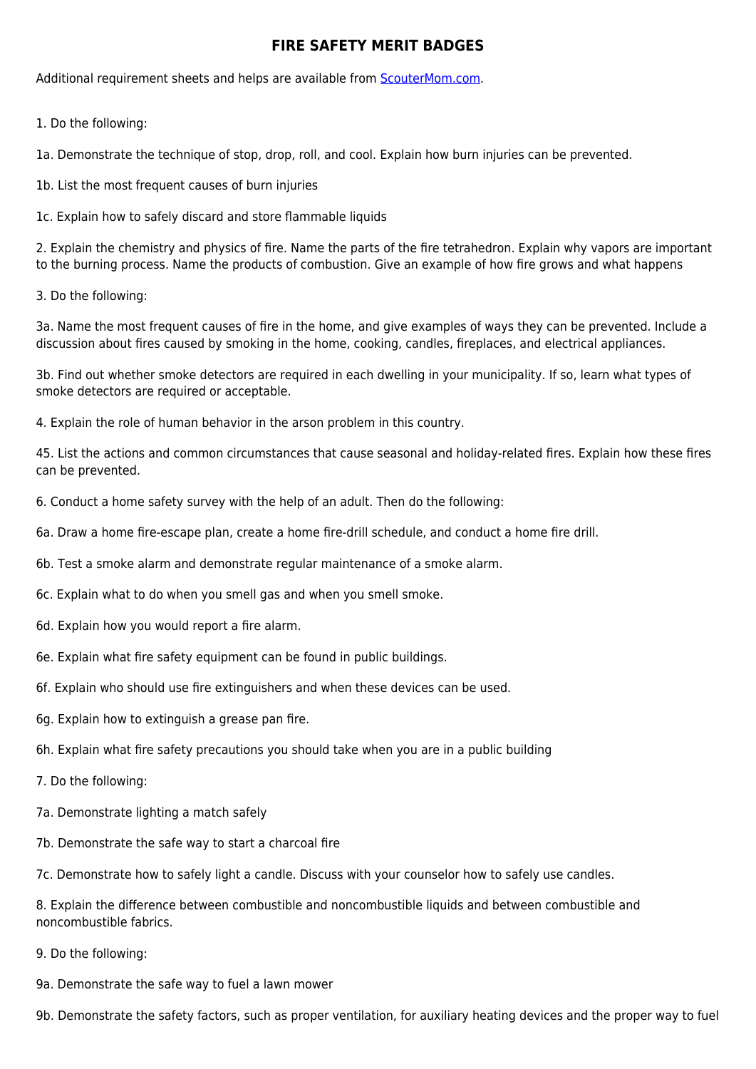# FIRE SAFETY MERIT BADGES

Additional requirement sheets and helps are available from [ScouterMom.com](ScouterMom.com).

1. Do the following:

1a. Demonstrate the technique of stop, drop, roll, and cool. Explain how burn injuries can be prevented.

1b. List the most frequent causes of burn injuries

1c. Explain how to safely discard and store flammable liquids

2. Explain the chemistry and physics of fire. Name the parts of the fire tetrahedron. Explain why vapors are important to the burning process. Name the products of combustion. Give an example of how fire grows and what happens

3. Do the following:

3a. Name the most frequent causes of fire in the home, and give examples of ways they can be prevented. Include a discussion about fires caused by smoking in the home, cooking, candles, fireplaces, and electrical appliances.

3b. Find out whether smoke detectors are required in each dwelling in your municipality. If so, learn what types of smoke detectors are required or acceptable.

4. Explain the role of human behavior in the arson problem in this country.

45. List the actions and common circumstances that cause seasonal and holiday-related fires. Explain how these fires can be prevented.

6. Conduct a home safety survey with the help of an adult. Then do the following:

6a. Draw a home fire-escape plan, create a home fire-drill schedule, and conduct a home fire drill.

6b. Test a smoke alarm and demonstrate regular maintenance of a smoke alarm.

6c. Explain what to do when you smell gas and when you smell smoke.

6d. Explain how you would report a fire alarm.

6e. Explain what fire safety equipment can be found in public buildings.

6f. Explain who should use fire extinguishers and when these devices can be used.

6g. Explain how to extinguish a grease pan fire.

6h. Explain what fire safety precautions you should take when you are in a public building

7. Do the following:

7a. Demonstrate lighting a match safely

7b. Demonstrate the safe way to start a charcoal fire

7c. Demonstrate how to safely light a candle. Discuss with your counselor how to safely use candles.

8. Explain the difference between combustible and noncombustible liquids and between combustible and noncombustible fabrics.

9. Do the following:

9a. Demonstrate the safe way to fuel a lawn mower

9b. Demonstrate the safety factors, such as proper ventilation, for auxiliary heating devices and the proper way to fuel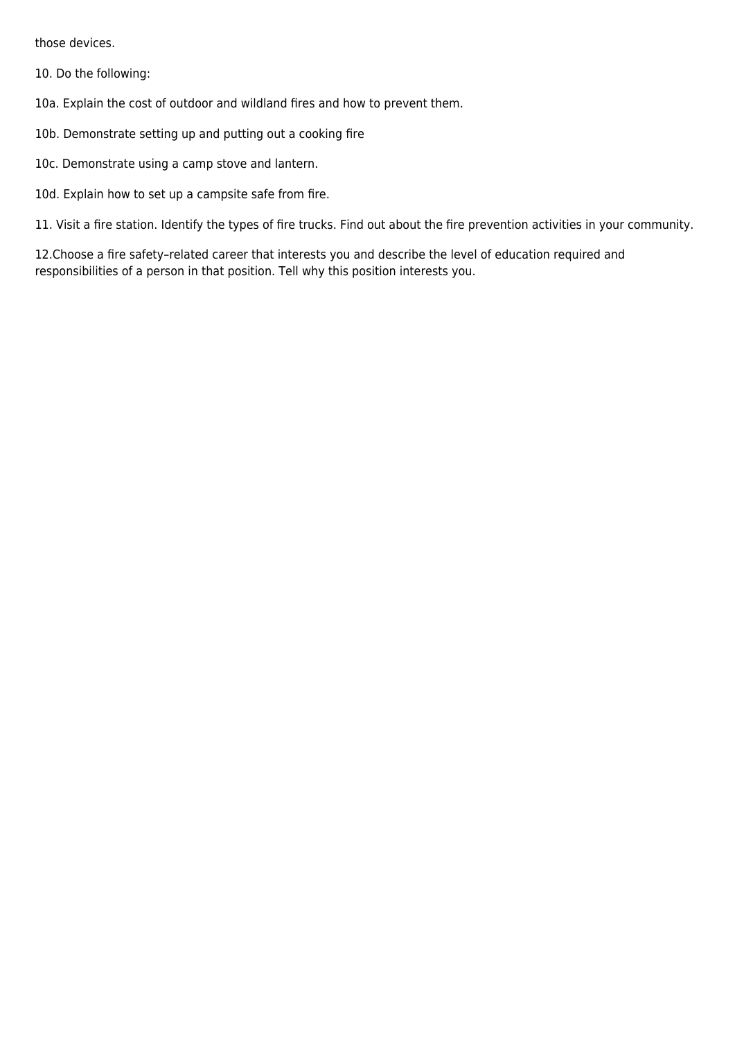those devices.

10. Do the following:

10a. Explain the cost of outdoor and wildland fires and how to prevent them.

10b. Demonstrate setting up and putting out a cooking fire

10c. Demonstrate using a camp stove and lantern.

10d. Explain how to set up a campsite safe from fire.

11. Visit a fire station. Identify the types of fire trucks. Find out about the fire prevention activities in your community.

12.Choose a fire safety–related career that interests you and describe the level of education required and responsibilities of a person in that position. Tell why this position interests you.